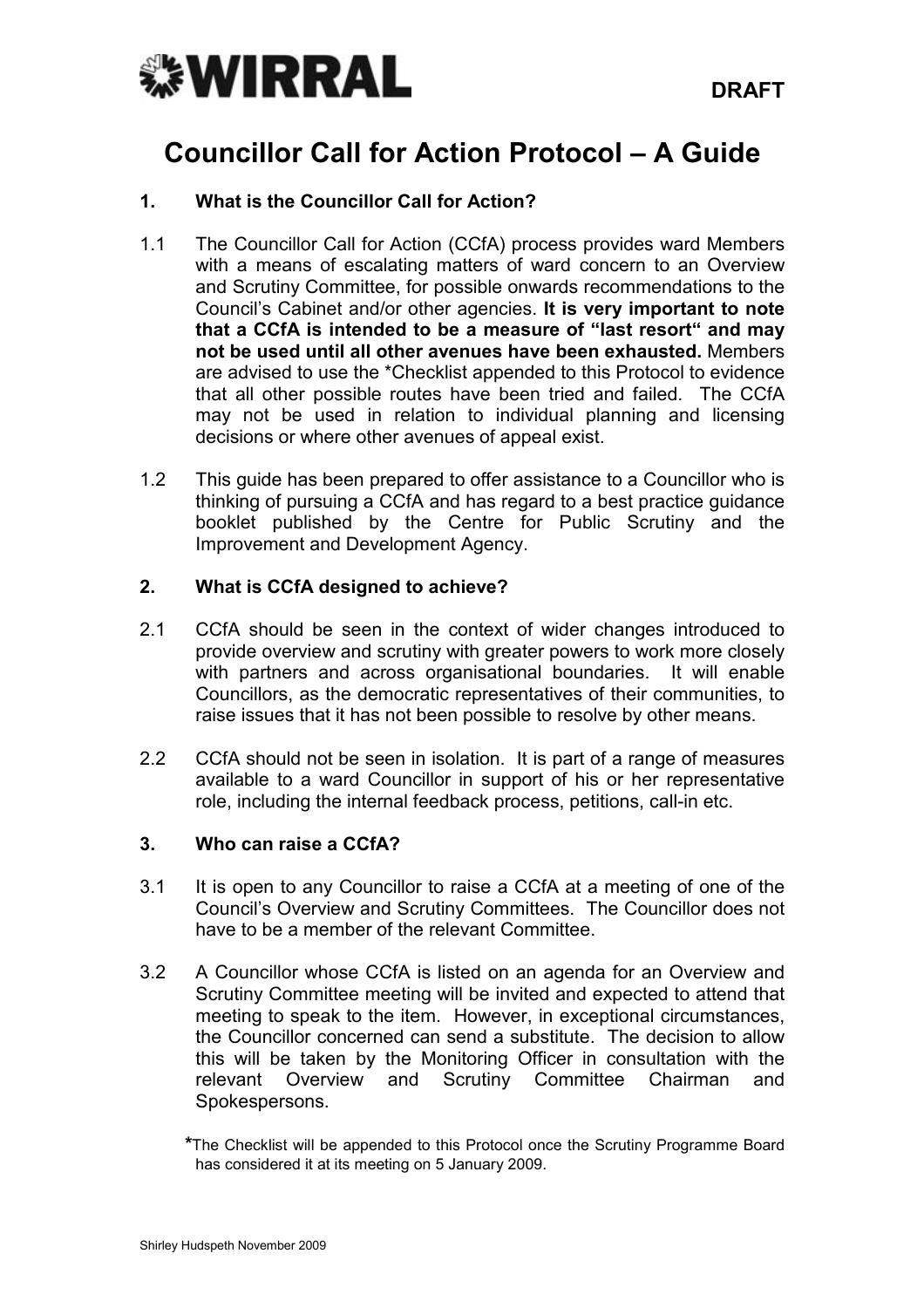**DRAFT**

# Councillor Call for Action Protocol – A Guide

## 1. What is the Councillor Call for Action?

1.1 The Councillor Call for Action (CCfA) process provides ward Members with a means of escalating matters of ward concern to an Overview and Scrutiny Committee, for possible onwards recommendations to the Council's Cabinet and/or other agencies. **It is very important to note that a CCfA is intended to be a measure of "last resort" and may not be used until all other avenues have been exhausted.** Members are advised to use the *Checklist appended to this Protocol to evidence that all other possible routes have been tried and failed. The CCfA may not be used in relation to individual planning and licensing decisions or where other avenues of appeal exist.

1.2 This guide has been prepared to offer assistance to a Councillor who is thinking of pursuing a CCfA and has regard to a best practice guidance booklet published by the Centre for Public Scrutiny and the Improvement and Development Agency.

## 2. What is CCfA designed to achieve?

2.1 CCfA should be seen in the context of wider changes introduced to provide overview and scrutiny with greater powers to work more closely with partners and across organisational boundaries. It will enable Councillors, as the democratic representatives of their communities, to raise issues that it has not been possible to resolve by other means.

2.2 CCfA should not be seen in isolation. It is part of a range of measures available to a ward Councillor in support of his or her representative role, including the internal feedback process, petitions, call-in etc.

## 3. Who can raise a CCfA?

3.1 It is open to any Councillor to raise a CCfA at a meeting of one of the Council's Overview and Scrutiny Committees. The Councillor does not have to be a member of the relevant Committee.

3.2 A Councillor whose CCfA is listed on an agenda for an Overview and Scrutiny Committee meeting will be invited and expected to attend that meeting to speak to the item. However, in exceptional circumstances, the Councillor concerned can send a substitute. The decision to allow this will be taken by the Monitoring Officer in consultation with the relevant Overview and Scrutiny Committee Chairman and Spokespersons.

*The Checklist will be appended to this Protocol once the Scrutiny Programme Board has considered it at its meeting on 5 January 2009.

Shirley Hudspeth November 2009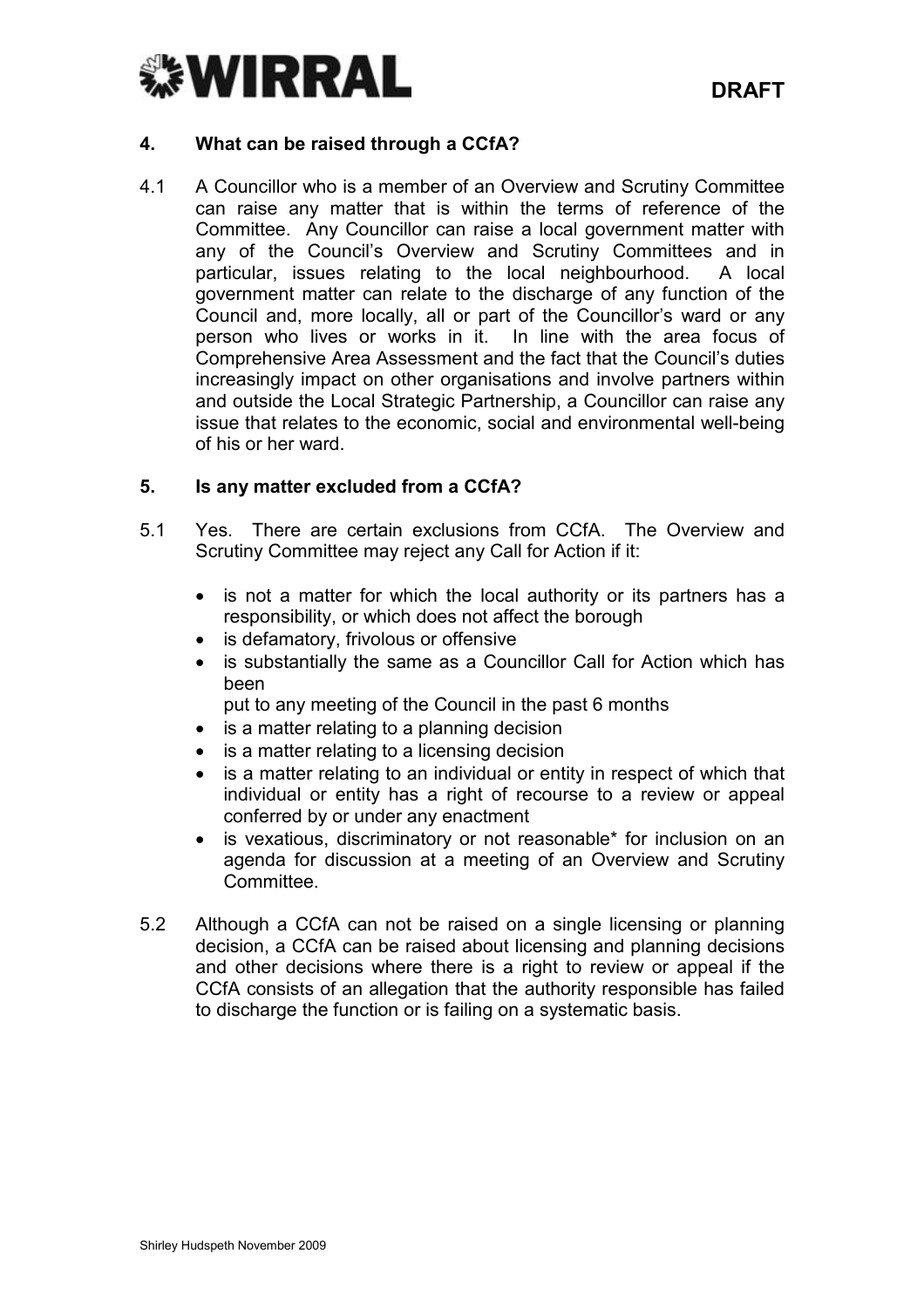## 4. What can be raised through a CCfA?

4.1 A Councillor who is a member of an Overview and Scrutiny Committee can raise any matter that is within the terms of reference of the Committee. Any Councillor can raise a local government matter with any of the Council's Overview and Scrutiny Committees and in particular, issues relating to the local neighbourhood. A local government matter can relate to the discharge of any function of the Council and, more locally, all or part of the Councillor's ward or any person who lives or works in it. In line with the area focus of Comprehensive Area Assessment and the fact that the Council's duties increasingly impact on other organisations and involve partners within and outside the Local Strategic Partnership, a Councillor can raise any issue that relates to the economic, social and environmental well-being of his or her ward.

## 5. Is any matter excluded from a CCfA?

5.1 Yes. There are certain exclusions from CCfA. The Overview and Scrutiny Committee may reject any Call for Action if it:

- is not a matter for which the local authority or its partners has a responsibility, or which does not affect the borough
- is defamatory, frivolous or offensive
- is substantially the same as a Councillor Call for Action which has been
  put to any meeting of the Council in the past 6 months
- is a matter relating to a planning decision
- is a matter relating to a licensing decision
- is a matter relating to an individual or entity in respect of which that individual or entity has a right of recourse to a review or appeal conferred by or under any enactment
- is vexatious, discriminatory or not reasonable* for inclusion on an agenda for discussion at a meeting of an Overview and Scrutiny Committee.

5.2 Although a CCfA can not be raised on a single licensing or planning decision, a CCfA can be raised about licensing and planning decisions and other decisions where there is a right to review or appeal if the CCfA consists of an allegation that the authority responsible has failed to discharge the function or is failing on a systematic basis.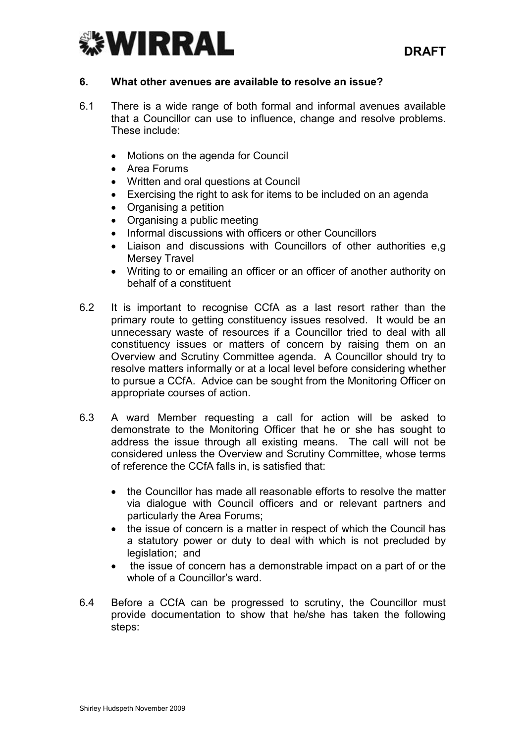## 6. What other avenues are available to resolve an issue?

6.1 There is a wide range of both formal and informal avenues available that a Councillor can use to influence, change and resolve problems. These include:

- Motions on the agenda for Council
- Area Forums
- Written and oral questions at Council
- Exercising the right to ask for items to be included on an agenda
- Organising a petition
- Organising a public meeting
- Informal discussions with officers or other Councillors
- Liaison and discussions with Councillors of other authorities e,g Mersey Travel
- Writing to or emailing an officer or an officer of another authority on behalf of a constituent

6.2 It is important to recognise CCfA as a last resort rather than the primary route to getting constituency issues resolved. It would be an unnecessary waste of resources if a Councillor tried to deal with all constituency issues or matters of concern by raising them on an Overview and Scrutiny Committee agenda. A Councillor should try to resolve matters informally or at a local level before considering whether to pursue a CCfA. Advice can be sought from the Monitoring Officer on appropriate courses of action.

6.3 A ward Member requesting a call for action will be asked to demonstrate to the Monitoring Officer that he or she has sought to address the issue through all existing means. The call will not be considered unless the Overview and Scrutiny Committee, whose terms of reference the CCfA falls in, is satisfied that:

- the Councillor has made all reasonable efforts to resolve the matter via dialogue with Council officers and or relevant partners and particularly the Area Forums;
- the issue of concern is a matter in respect of which the Council has a statutory power or duty to deal with which is not precluded by legislation; and
- the issue of concern has a demonstrable impact on a part of or the whole of a Councillor's ward.

6.4 Before a CCfA can be progressed to scrutiny, the Councillor must provide documentation to show that he/she has taken the following steps: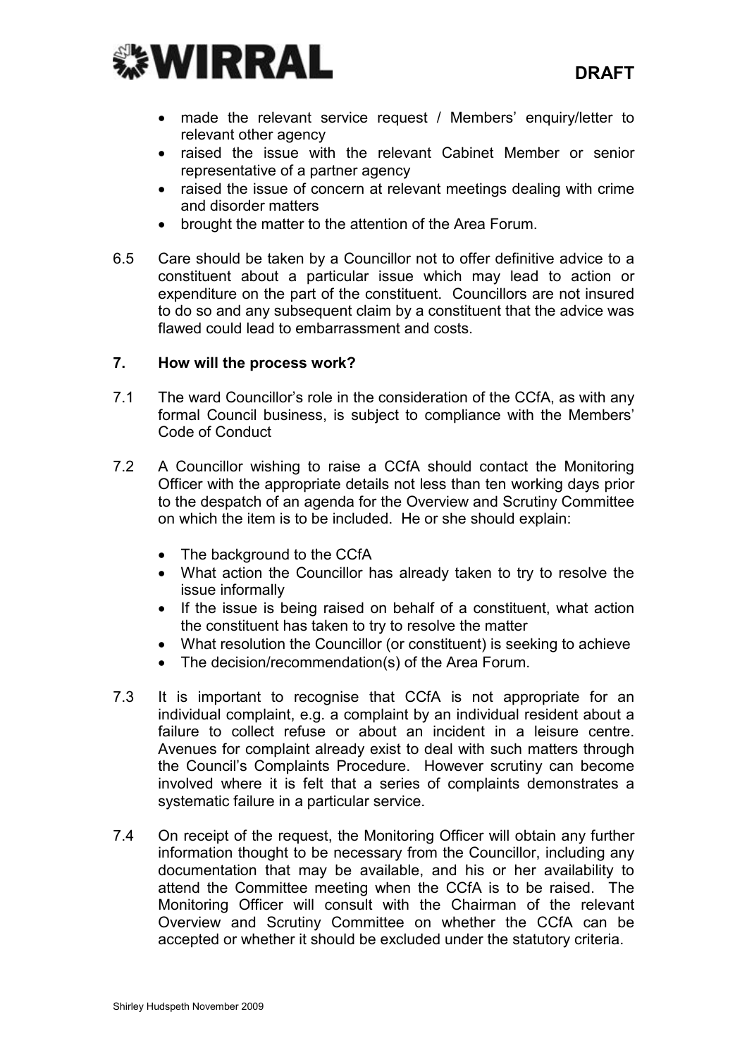- made the relevant service request / Members' enquiry/letter to relevant other agency
- raised the issue with the relevant Cabinet Member or senior representative of a partner agency
- raised the issue of concern at relevant meetings dealing with crime and disorder matters
- brought the matter to the attention of the Area Forum.

6.5 Care should be taken by a Councillor not to offer definitive advice to a constituent about a particular issue which may lead to action or expenditure on the part of the constituent. Councillors are not insured to do so and any subsequent claim by a constituent that the advice was flawed could lead to embarrassment and costs.

## 7. How will the process work?

7.1 The ward Councillor's role in the consideration of the CCfA, as with any formal Council business, is subject to compliance with the Members' Code of Conduct

7.2 A Councillor wishing to raise a CCfA should contact the Monitoring Officer with the appropriate details not less than ten working days prior to the despatch of an agenda for the Overview and Scrutiny Committee on which the item is to be included. He or she should explain:

- The background to the CCfA
- What action the Councillor has already taken to try to resolve the issue informally
- If the issue is being raised on behalf of a constituent, what action the constituent has taken to try to resolve the matter
- What resolution the Councillor (or constituent) is seeking to achieve
- The decision/recommendation(s) of the Area Forum.

7.3 It is important to recognise that CCfA is not appropriate for an individual complaint, e.g. a complaint by an individual resident about a failure to collect refuse or about an incident in a leisure centre. Avenues for complaint already exist to deal with such matters through the Council's Complaints Procedure. However scrutiny can become involved where it is felt that a series of complaints demonstrates a systematic failure in a particular service.

7.4 On receipt of the request, the Monitoring Officer will obtain any further information thought to be necessary from the Councillor, including any documentation that may be available, and his or her availability to attend the Committee meeting when the CCfA is to be raised. The Monitoring Officer will consult with the Chairman of the relevant Overview and Scrutiny Committee on whether the CCfA can be accepted or whether it should be excluded under the statutory criteria.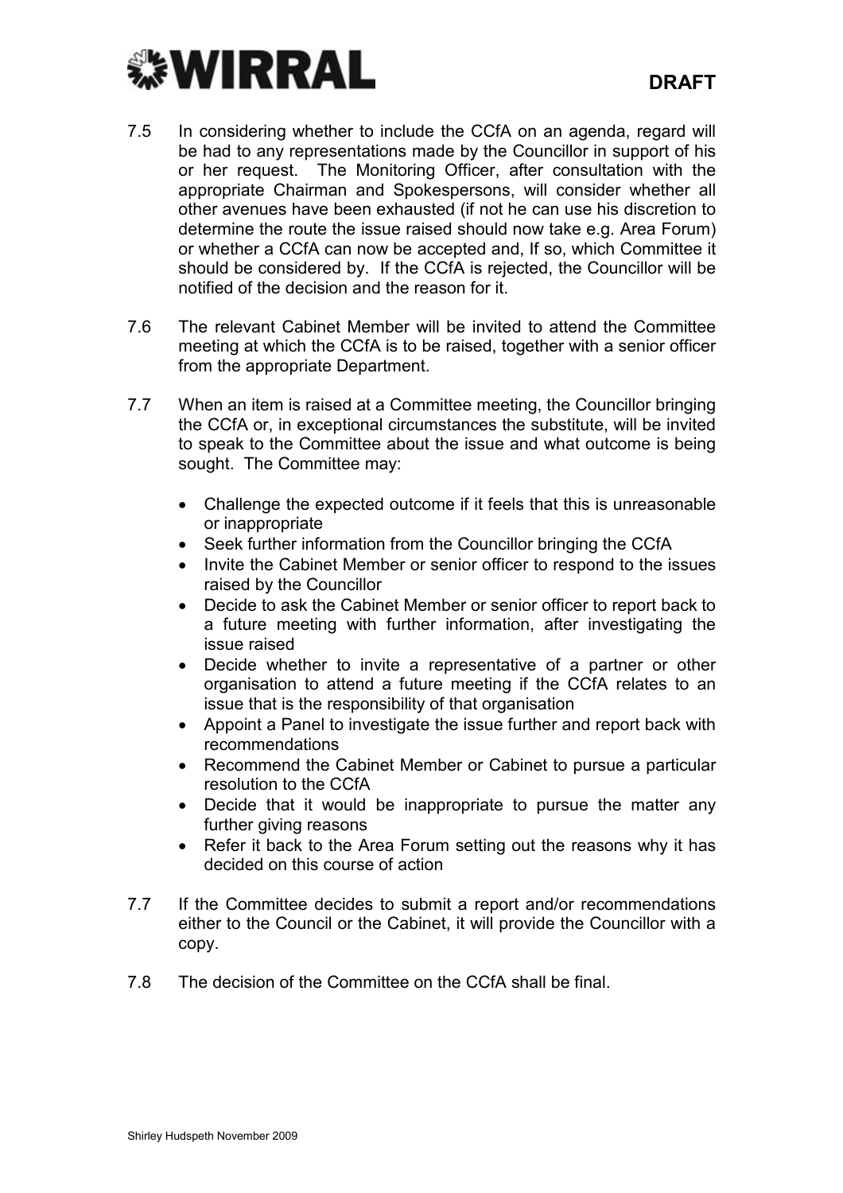7.5 In considering whether to include the CCfA on an agenda, regard will be had to any representations made by the Councillor in support of his or her request. The Monitoring Officer, after consultation with the appropriate Chairman and Spokespersons, will consider whether all other avenues have been exhausted (if not he can use his discretion to determine the route the issue raised should now take e.g. Area Forum) or whether a CCfA can now be accepted and, If so, which Committee it should be considered by. If the CCfA is rejected, the Councillor will be notified of the decision and the reason for it.

7.6 The relevant Cabinet Member will be invited to attend the Committee meeting at which the CCfA is to be raised, together with a senior officer from the appropriate Department.

7.7 When an item is raised at a Committee meeting, the Councillor bringing the CCfA or, in exceptional circumstances the substitute, will be invited to speak to the Committee about the issue and what outcome is being sought. The Committee may:

- Challenge the expected outcome if it feels that this is unreasonable or inappropriate
- Seek further information from the Councillor bringing the CCfA
- Invite the Cabinet Member or senior officer to respond to the issues raised by the Councillor
- Decide to ask the Cabinet Member or senior officer to report back to a future meeting with further information, after investigating the issue raised
- Decide whether to invite a representative of a partner or other organisation to attend a future meeting if the CCfA relates to an issue that is the responsibility of that organisation
- Appoint a Panel to investigate the issue further and report back with recommendations
- Recommend the Cabinet Member or Cabinet to pursue a particular resolution to the CCfA
- Decide that it would be inappropriate to pursue the matter any further giving reasons
- Refer it back to the Area Forum setting out the reasons why it has decided on this course of action

7.7 If the Committee decides to submit a report and/or recommendations either to the Council or the Cabinet, it will provide the Councillor with a copy.

7.8 The decision of the Committee on the CCfA shall be final.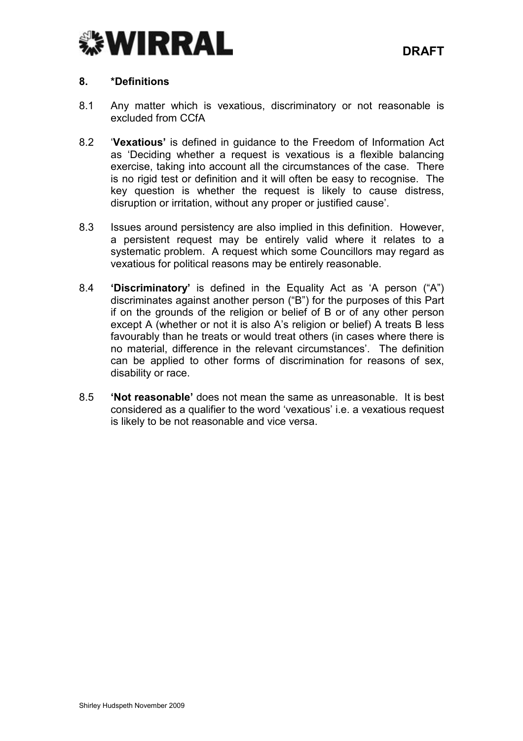## 8. *Definitions

8.1 Any matter which is vexatious, discriminatory or not reasonable is excluded from CCfA

8.2 '**Vexatious'** is defined in guidance to the Freedom of Information Act as 'Deciding whether a request is vexatious is a flexible balancing exercise, taking into account all the circumstances of the case. There is no rigid test or definition and it will often be easy to recognise. The key question is whether the request is likely to cause distress, disruption or irritation, without any proper or justified cause'.

8.3 Issues around persistency are also implied in this definition. However, a persistent request may be entirely valid where it relates to a systematic problem. A request which some Councillors may regard as vexatious for political reasons may be entirely reasonable.

8.4 **'Discriminatory'** is defined in the Equality Act as 'A person ("A") discriminates against another person ("B") for the purposes of this Part if on the grounds of the religion or belief of B or of any other person except A (whether or not it is also A's religion or belief) A treats B less favourably than he treats or would treat others (in cases where there is no material, difference in the relevant circumstances'. The definition can be applied to other forms of discrimination for reasons of sex, disability or race.

8.5 **'Not reasonable'** does not mean the same as unreasonable. It is best considered as a qualifier to the word 'vexatious' i.e. a vexatious request is likely to be not reasonable and vice versa.